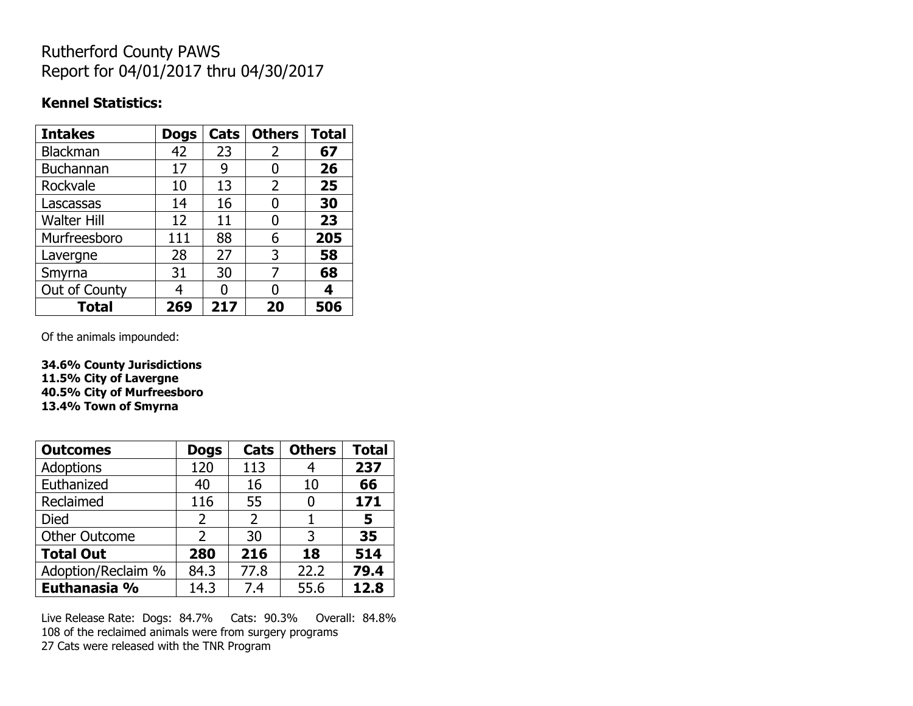# Rutherford County PAWS
# Report for 04/01/2017 thru 04/30/2017

**Kennel Statistics:**

| **Intakes** | **Dogs** | **Cats** | **Others** | **Total** |
|---|---|---|---|---|
| Blackman | 42 | 23 | 2 | **67** |
| Buchannan | 17 | 9 | 0 | **26** |
| Rockvale | 10 | 13 | 2 | **25** |
| Lascassas | 14 | 16 | 0 | **30** |
| Walter Hill | 12 | 11 | 0 | **23** |
| Murfreesboro | 111 | 88 | 6 | **205** |
| Lavergne | 28 | 27 | 3 | **58** |
| Smyrna | 31 | 30 | 7 | **68** |
| Out of County | 4 | 0 | 0 | **4** |
| **Total** | **269** | **217** | **20** | **506** |

Of the animals impounded:

**34.6% County Jurisdictions**
**11.5% City of Lavergne**
**40.5% City of Murfreesboro**
**13.4% Town of Smyrna**

| **Outcomes** | **Dogs** | **Cats** | **Others** | **Total** |
|---|---|---|---|---|
| Adoptions | 120 | 113 | 4 | **237** |
| Euthanized | 40 | 16 | 10 | **66** |
| Reclaimed | 116 | 55 | 0 | **171** |
| Died | 2 | 2 | 1 | **5** |
| Other Outcome | 2 | 30 | 3 | **35** |
| **Total Out** | **280** | **216** | **18** | **514** |
| Adoption/Reclaim % | 84.3 | 77.8 | 22.2 | **79.4** |
| **Euthanasia %** | 14.3 | 7.4 | 55.6 | **12.8** |

Live Release Rate: Dogs: 84.7% Cats: 90.3% Overall: 84.8%
108 of the reclaimed animals were from surgery programs
27 Cats were released with the TNR Program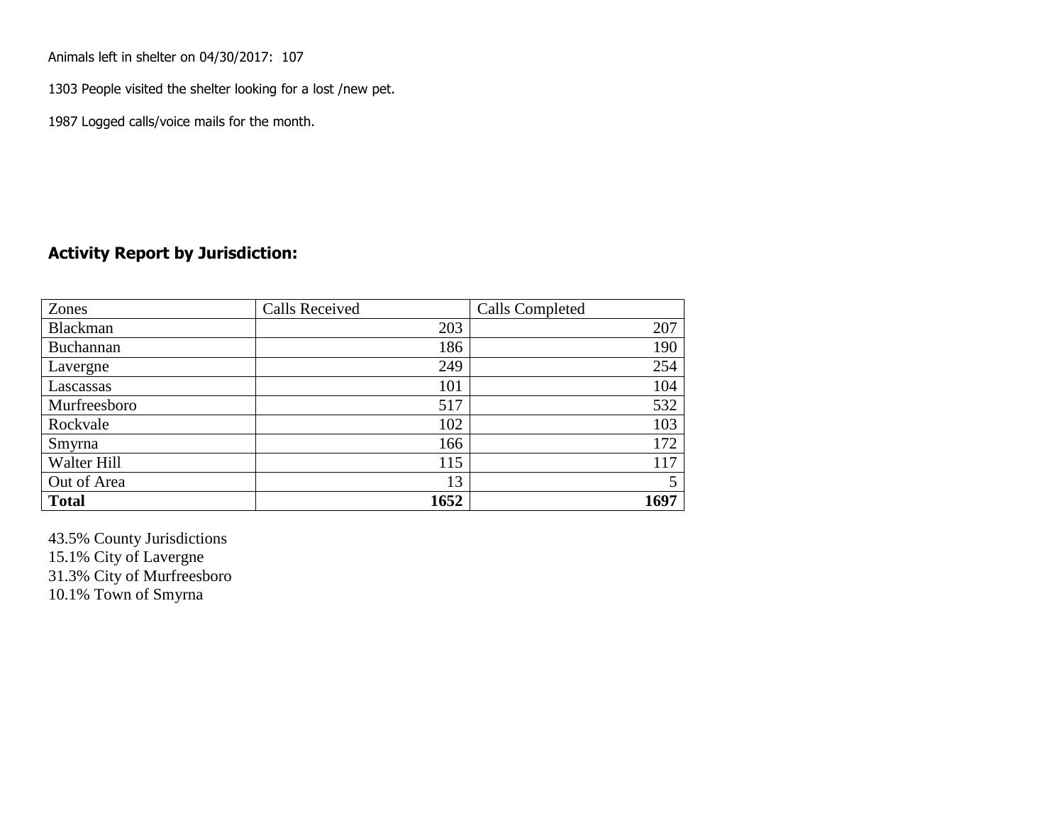Animals left in shelter on 04/30/2017: 107

1303 People visited the shelter looking for a lost /new pet.

1987 Logged calls/voice mails for the month.

### Activity Report by Jurisdiction:

| Zones | Calls Received | Calls Completed |
|---|---|---|
| Blackman | 203 | 207 |
| Buchannan | 186 | 190 |
| Lavergne | 249 | 254 |
| Lascassas | 101 | 104 |
| Murfreesboro | 517 | 532 |
| Rockvale | 102 | 103 |
| Smyrna | 166 | 172 |
| Walter Hill | 115 | 117 |
| Out of Area | 13 | 5 |
| **Total** | **1652** | **1697** |

43.5% County Jurisdictions
15.1% City of Lavergne
31.3% City of Murfreesboro
10.1% Town of Smyrna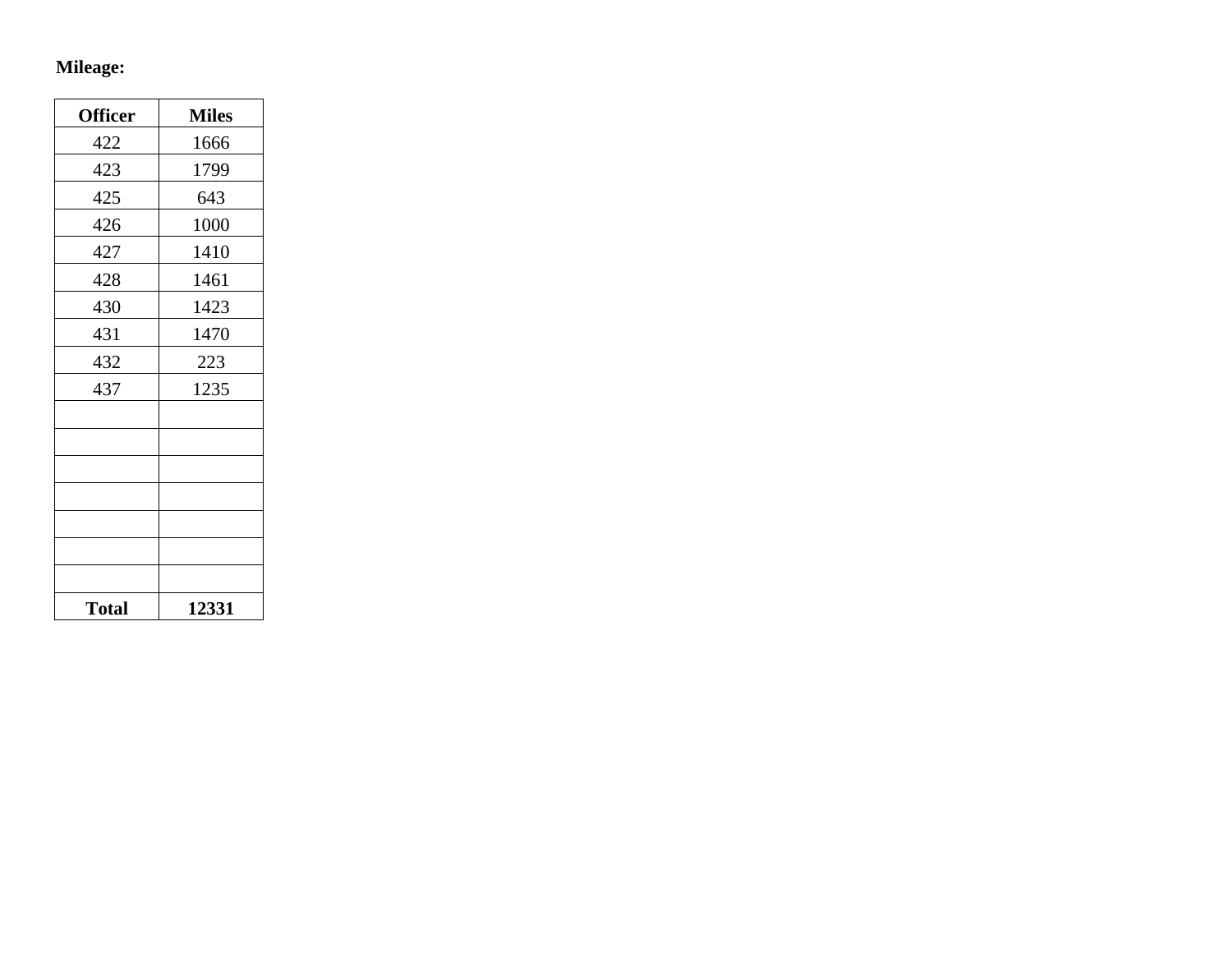**Mileage:**

| Officer | Miles |
| --- | --- |
| 422 | 1666 |
| 423 | 1799 |
| 425 | 643 |
| 426 | 1000 |
| 427 | 1410 |
| 428 | 1461 |
| 430 | 1423 |
| 431 | 1470 |
| 432 | 223 |
| 437 | 1235 |
| | |
| | |
| | |
| | |
| | |
| | |
| | |
| **Total** | **12331** |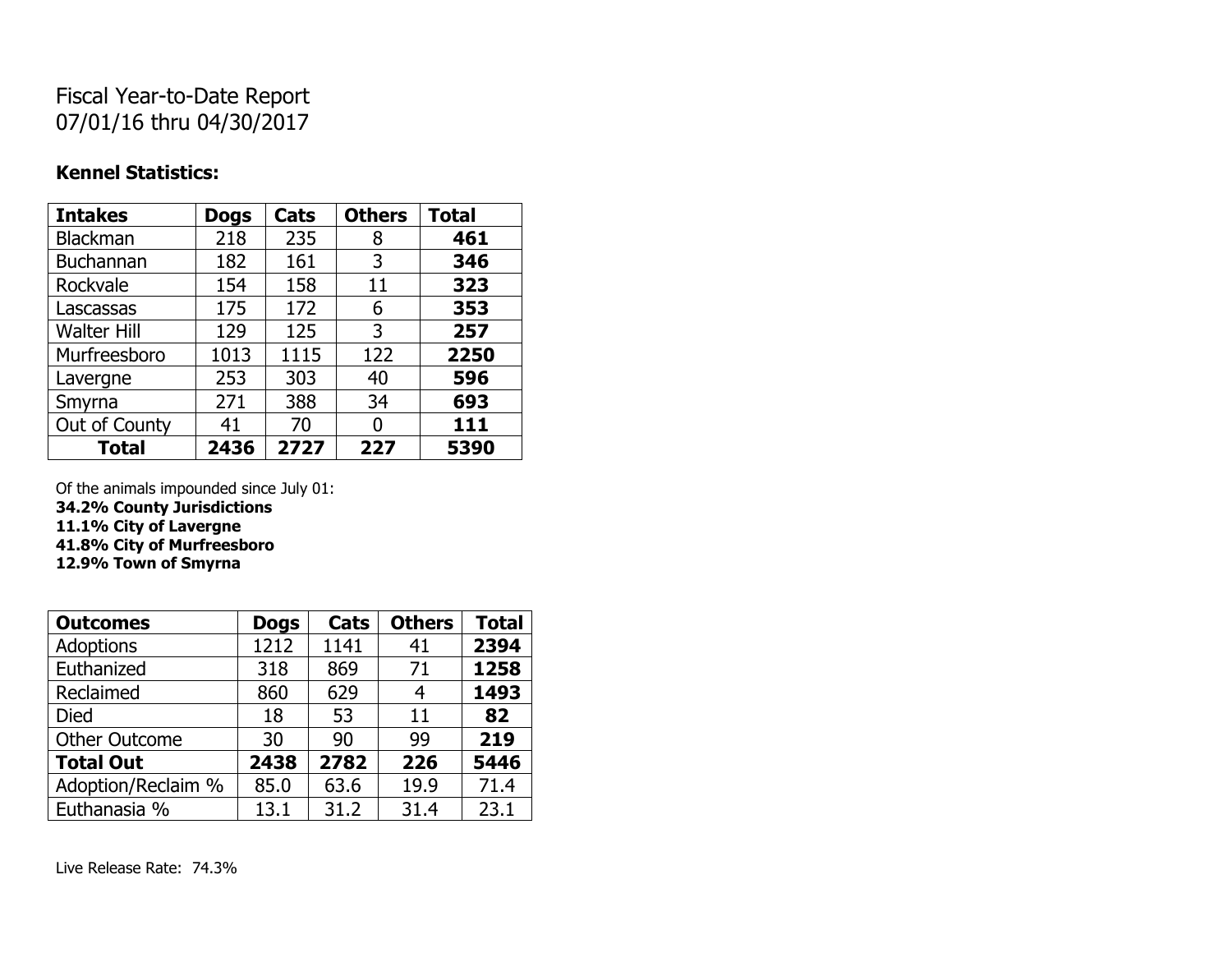# Fiscal Year-to-Date Report
07/01/16 thru 04/30/2017

**Kennel Statistics:**

| Intakes | Dogs | Cats | Others | Total |
|---|---|---|---|---|
| Blackman | 218 | 235 | 8 | **461** |
| Buchannan | 182 | 161 | 3 | **346** |
| Rockvale | 154 | 158 | 11 | **323** |
| Lascassas | 175 | 172 | 6 | **353** |
| Walter Hill | 129 | 125 | 3 | **257** |
| Murfreesboro | 1013 | 1115 | 122 | **2250** |
| Lavergne | 253 | 303 | 40 | **596** |
| Smyrna | 271 | 388 | 34 | **693** |
| Out of County | 41 | 70 | 0 | **111** |
| **Total** | **2436** | **2727** | **227** | **5390** |

Of the animals impounded since July 01:
**34.2% County Jurisdictions**
**11.1% City of Lavergne**
**41.8% City of Murfreesboro**
**12.9% Town of Smyrna**

| Outcomes | Dogs | Cats | Others | Total |
|---|---|---|---|---|
| Adoptions | 1212 | 1141 | 41 | **2394** |
| Euthanized | 318 | 869 | 71 | **1258** |
| Reclaimed | 860 | 629 | 4 | **1493** |
| Died | 18 | 53 | 11 | **82** |
| Other Outcome | 30 | 90 | 99 | **219** |
| **Total Out** | **2438** | **2782** | **226** | **5446** |
| Adoption/Reclaim % | 85.0 | 63.6 | 19.9 | 71.4 |
| Euthanasia % | 13.1 | 31.2 | 31.4 | 23.1 |

Live Release Rate: 74.3%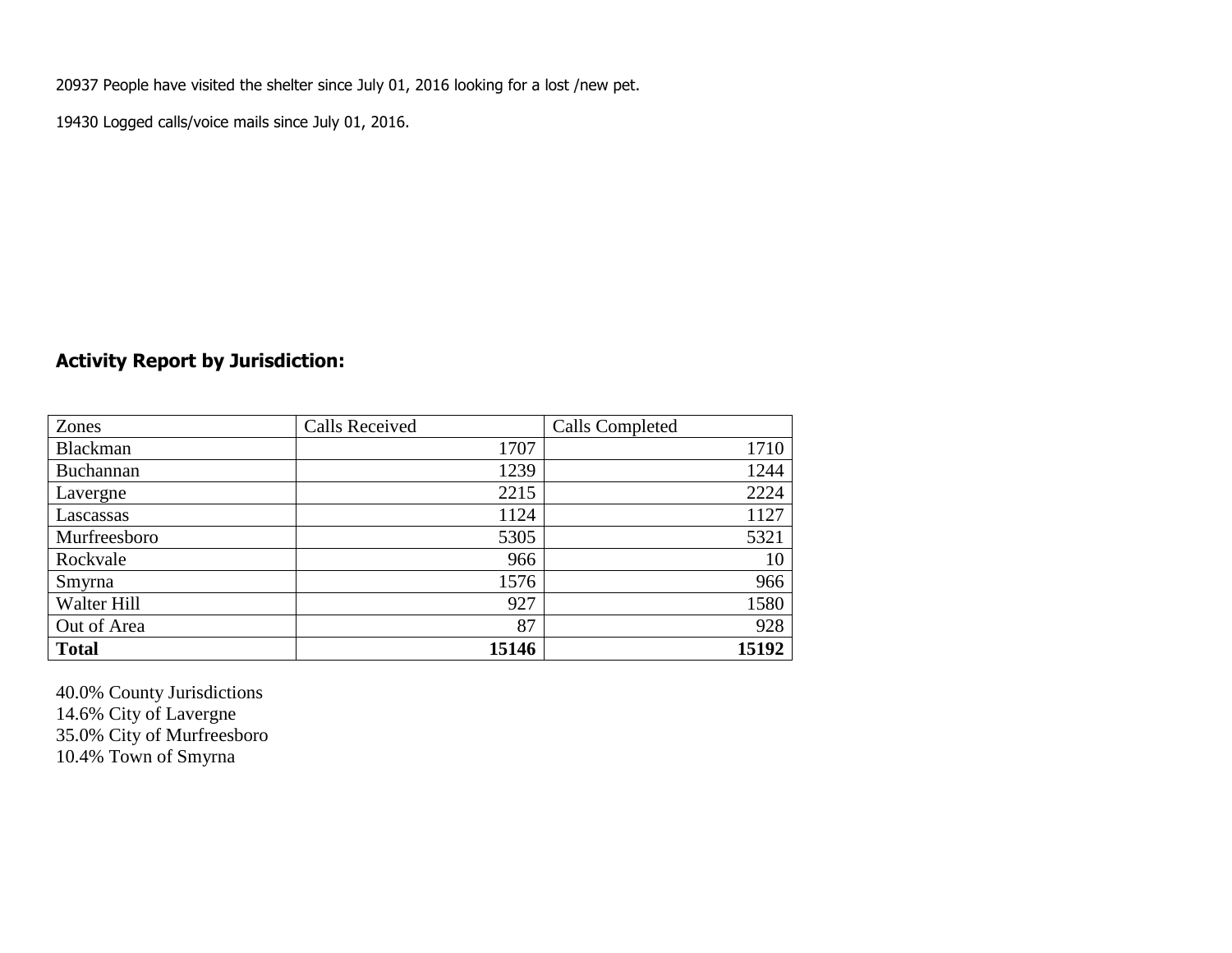20937 People have visited the shelter since July 01, 2016 looking for a lost /new pet.

19430 Logged calls/voice mails since July 01, 2016.

**Activity Report by Jurisdiction:**

| Zones | Calls Received | Calls Completed |
|---|---|---|
| Blackman | 1707 | 1710 |
| Buchannan | 1239 | 1244 |
| Lavergne | 2215 | 2224 |
| Lascassas | 1124 | 1127 |
| Murfreesboro | 5305 | 5321 |
| Rockvale | 966 | 10 |
| Smyrna | 1576 | 966 |
| Walter Hill | 927 | 1580 |
| Out of Area | 87 | 928 |
| **Total** | **15146** | **15192** |

40.0% County Jurisdictions  
14.6% City of Lavergne  
35.0% City of Murfreesboro  
10.4% Town of Smyrna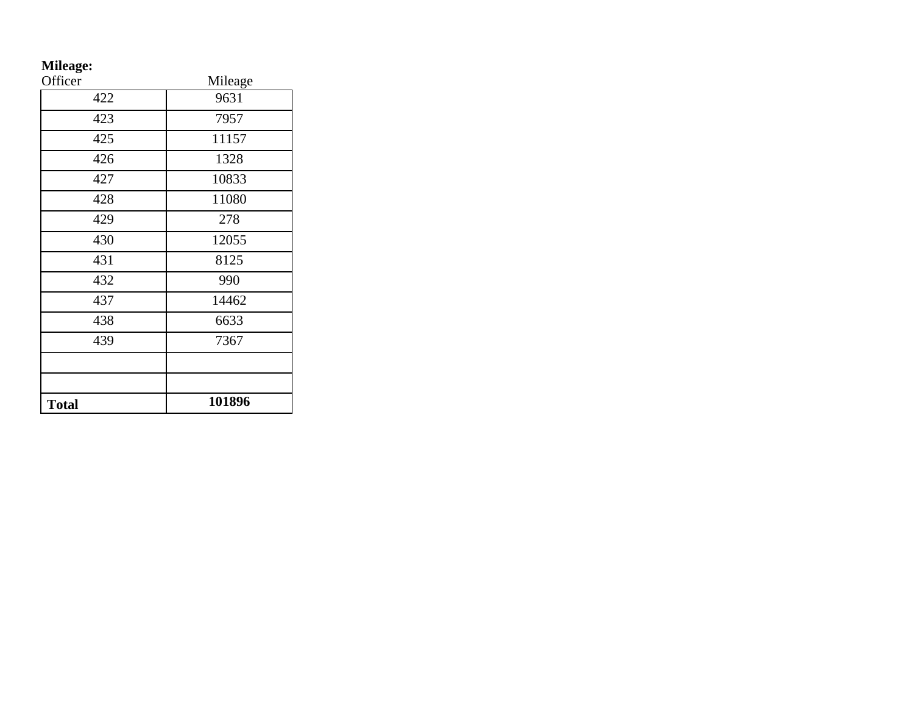**Mileage:**

| Officer | Mileage |
|---|---|
| 422 | 9631 |
| 423 | 7957 |
| 425 | 11157 |
| 426 | 1328 |
| 427 | 10833 |
| 428 | 11080 |
| 429 | 278 |
| 430 | 12055 |
| 431 | 8125 |
| 432 | 990 |
| 437 | 14462 |
| 438 | 6633 |
| 439 | 7367 |
| | |
| | |
| **Total** | **101896** |